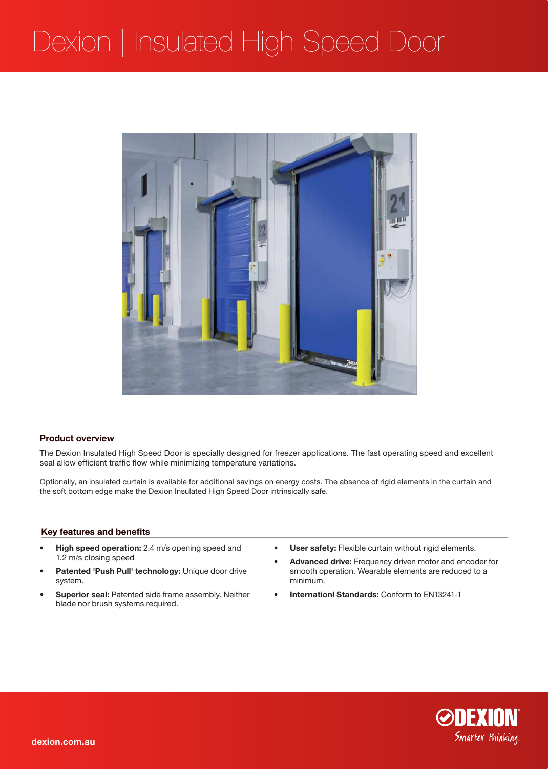# Dexion | Insulated High Speed Door

## Product overview

The Dexion Insulated High Speed Door is specially designed for freezer applications. The fast operating speed and excellent seal allow efficient traffic flow while minimizing temperature variations.

Optionally, an insulated curtain is available for additional savings on energy costs. The absence of rigid elements in the curtain and the soft bottom edge make the Dexion Insulated High Speed Door intrinsically safe.

## Key features and benefits

- **High speed operation:** 2.4 m/s opening speed and 1.2 m/s closing speed
- **Patented 'Push Pull' technology:** Unique door drive system.
- **Superior seal:** Patented side frame assembly. Neither blade nor brush systems required.
- **User safety:** Flexible curtain without rigid elements.
- **Advanced drive:** Frequency driven motor and encoder for smooth operation. Wearable elements are reduced to a minimum.
- **Internationl Standards:** Conform to EN13241-1

dexion.com.au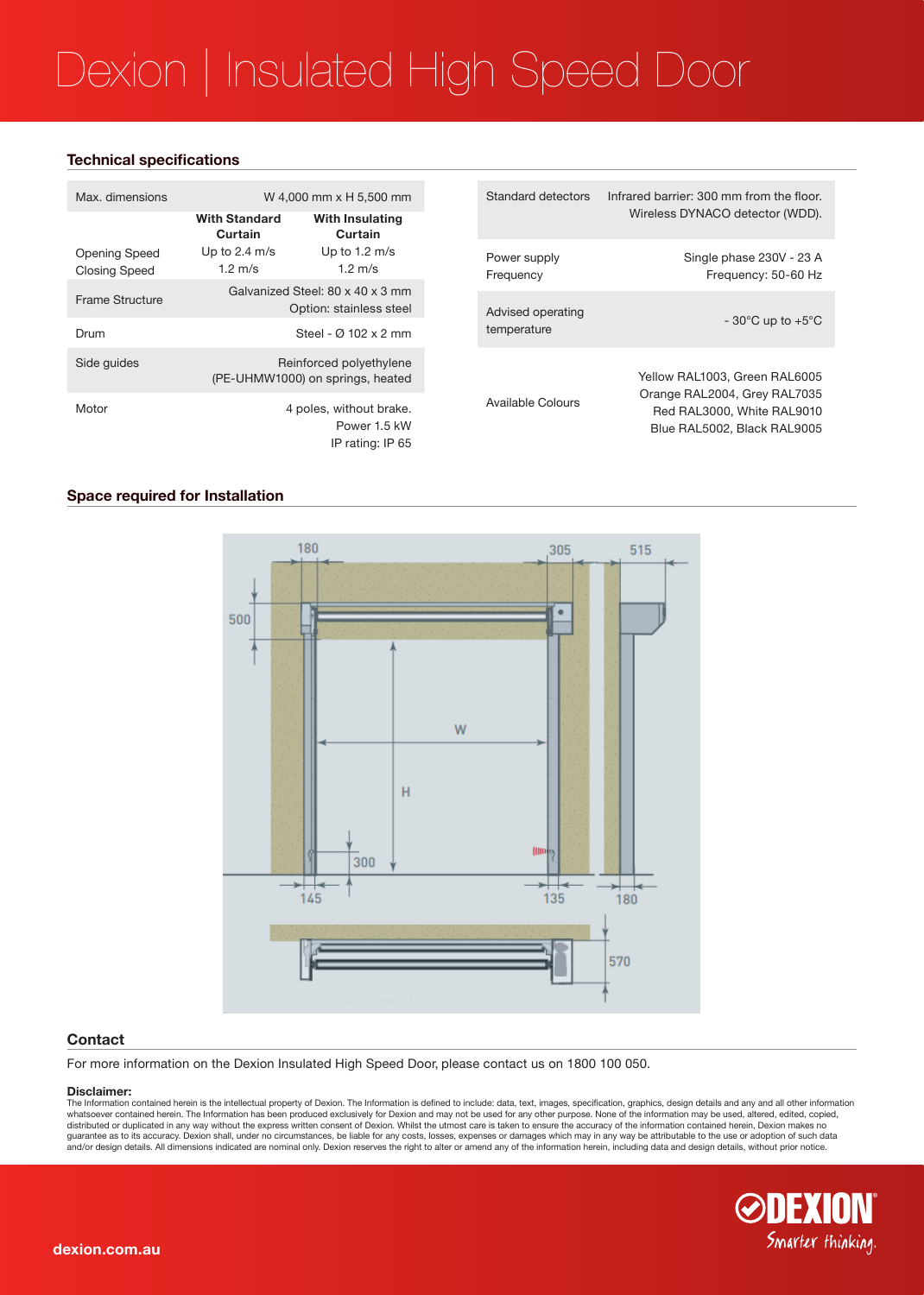# Dexion | Insulated High Speed Door

## Technical specifications

| | | |
|---|---|---|
| Max. dimensions | | W 4,000 mm x H 5,500 mm |
| | **With Standard Curtain** | **With Insulating Curtain** |
| Opening Speed | Up to 2.4 m/s | Up to 1.2 m/s |
| Closing Speed | 1.2 m/s | 1.2 m/s |
| Frame Structure | | Galvanized Steel: 80 x 40 x 3 mm<br>Option: stainless steel |
| Drum | | Steel - Ø 102 x 2 mm |
| Side guides | | Reinforced polyethylene (PE-UHMW1000) on springs, heated |
| Motor | | 4 poles, without brake.<br>Power 1.5 kW<br>IP rating: IP 65 |

| | |
|---|---|
| Standard detectors | Infrared barrier: 300 mm from the floor.<br>Wireless DYNACO detector (WDD). |
| Power supply<br>Frequency | Single phase 230V - 23 A<br>Frequency: 50-60 Hz |
| Advised operating temperature | - 30°C up to +5°C |
| Available Colours | Yellow RAL1003, Green RAL6005<br>Orange RAL2004, Grey RAL7035<br>Red RAL3000, White RAL9010<br>Blue RAL5002, Black RAL9005 |

## Space required for Installation

180
305
515
500
W
H
300
145
135
180
570

## Contact

For more information on the Dexion Insulated High Speed Door, please contact us on 1800 100 050.

**Disclaimer:**
The Information contained herein is the intellectual property of Dexion. The Information is defined to include: data, text, images, specification, graphics, design details and any and all other information whatsoever contained herein. The Information has been produced exclusively for Dexion and may not be used for any other purpose. None of the information may be used, altered, edited, copied, distributed or duplicated in any way without the express written consent of Dexion. Whilst the utmost care is taken to ensure the accuracy of the information contained herein, Dexion makes no guarantee as to its accuracy. Dexion shall, under no circumstances, be liable for any costs, losses, expenses or damages which may in any way be attributable to the use or adoption of such data and/or design details. All dimensions indicated are nominal only. Dexion reserves the right to alter or amend any of the information herein, including data and design details, without prior notice.

dexion.com.au

DEXION Smarter thinking.